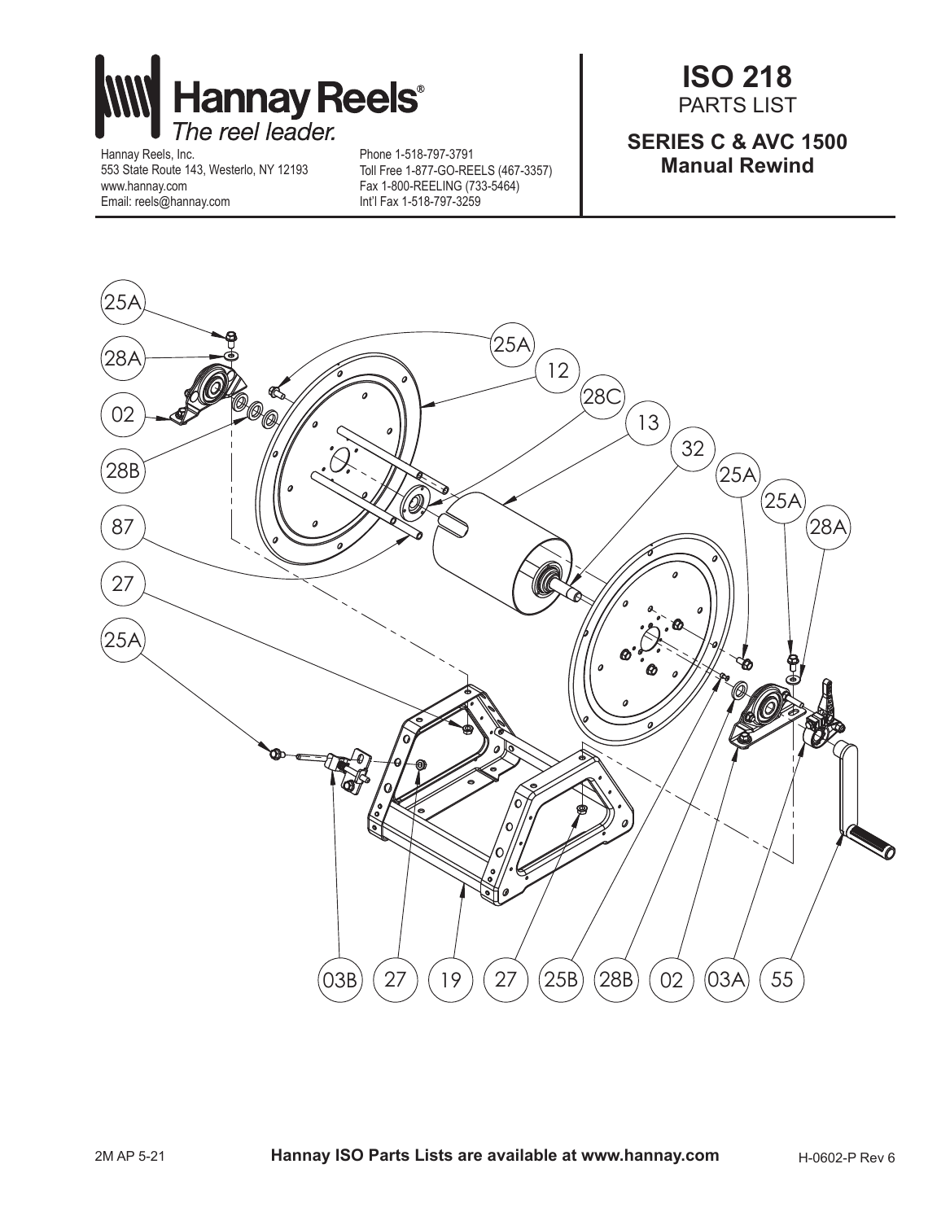# Hannay Reels®

*The reel leader.*

Hannay Reels, Inc.
553 State Route 143, Westerlo, NY 12193
www.hannay.com
Email: reels@hannay.com

Phone 1-518-797-3791
Toll Free 1-877-GO-REELS (467-3357)
Fax 1-800-REELING (733-5464)
Int'l Fax 1-518-797-3259

# ISO 218

PARTS LIST

## SERIES C & AVC 1500
## Manual Rewind

25A, 28A, 02, 28B, 87, 27, 25A, 25A, 12, 28C, 13, 32, 25A, 25A, 28A

03B, 27, 19, 27, 25B, 28B, 02, 03A, 55

2M AP 5-21

**Hannay ISO Parts Lists are available at www.hannay.com**

H-0602-P Rev 6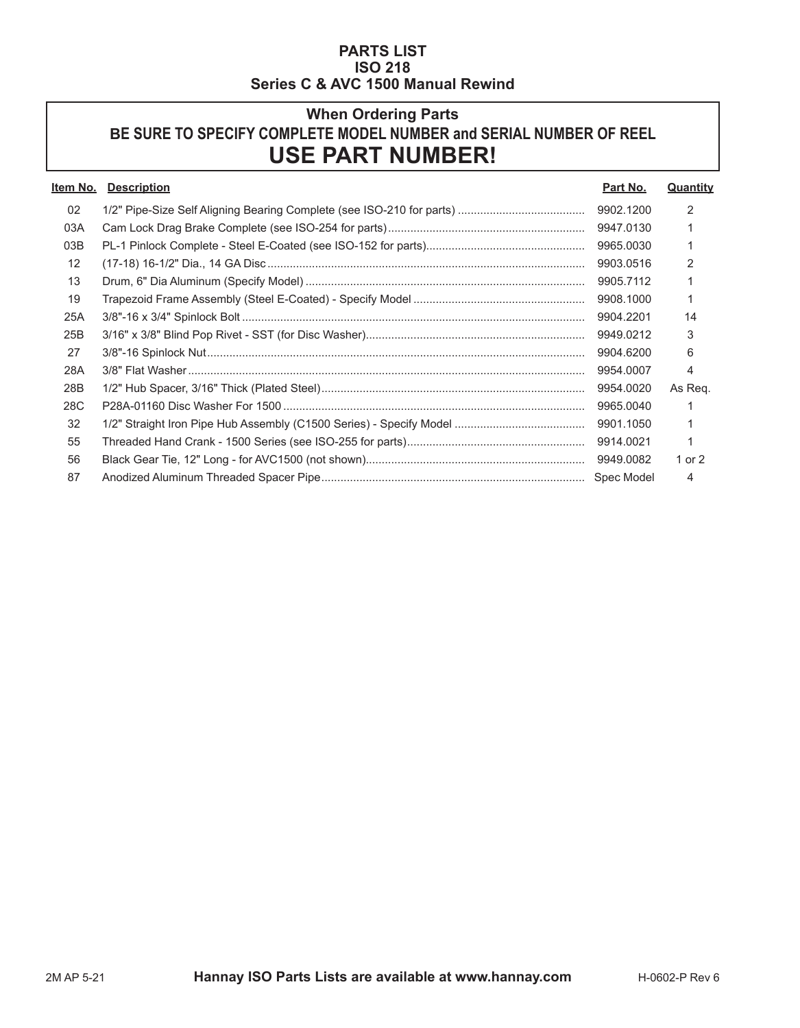# PARTS LIST
## ISO 218
## Series C & AVC 1500 Manual Rewind

**When Ordering Parts**
**BE SURE TO SPECIFY COMPLETE MODEL NUMBER and SERIAL NUMBER OF REEL**
**USE PART NUMBER!**

| Item No. | Description | Part No. | Quantity |
|---|---|---|---|
| 02 | 1/2" Pipe-Size Self Aligning Bearing Complete (see ISO-210 for parts) | 9902.1200 | 2 |
| 03A | Cam Lock Drag Brake Complete (see ISO-254 for parts) | 9947.0130 | 1 |
| 03B | PL-1 Pinlock Complete - Steel E-Coated (see ISO-152 for parts) | 9965.0030 | 1 |
| 12 | (17-18) 16-1/2" Dia., 14 GA Disc | 9903.0516 | 2 |
| 13 | Drum, 6" Dia Aluminum (Specify Model) | 9905.7112 | 1 |
| 19 | Trapezoid Frame Assembly (Steel E-Coated) - Specify Model | 9908.1000 | 1 |
| 25A | 3/8"-16 x 3/4" Spinlock Bolt | 9904.2201 | 14 |
| 25B | 3/16" x 3/8" Blind Pop Rivet - SST (for Disc Washer) | 9949.0212 | 3 |
| 27 | 3/8"-16 Spinlock Nut | 9904.6200 | 6 |
| 28A | 3/8" Flat Washer | 9954.0007 | 4 |
| 28B | 1/2" Hub Spacer, 3/16" Thick (Plated Steel) | 9954.0020 | As Req. |
| 28C | P28A-01160 Disc Washer For 1500 | 9965.0040 | 1 |
| 32 | 1/2" Straight Iron Pipe Hub Assembly (C1500 Series) - Specify Model | 9901.1050 | 1 |
| 55 | Threaded Hand Crank - 1500 Series (see ISO-255 for parts) | 9914.0021 | 1 |
| 56 | Black Gear Tie, 12" Long - for AVC1500 (not shown) | 9949.0082 | 1 or 2 |
| 87 | Anodized Aluminum Threaded Spacer Pipe | Spec Model | 4 |

2M AP 5-21 **Hannay ISO Parts Lists are available at www.hannay.com** H-0602-P Rev 6